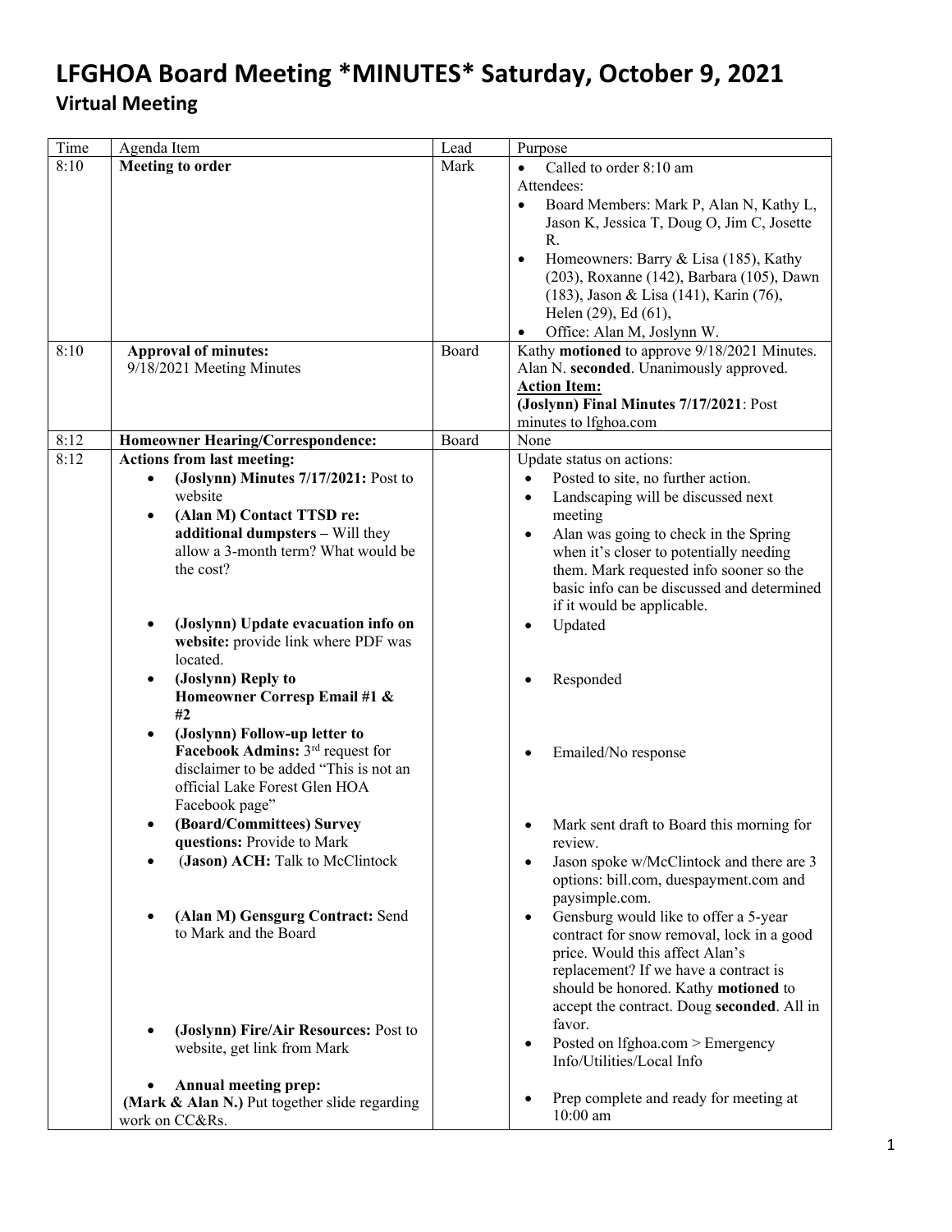# LFGHOA Board Meeting *MINUTES* Saturday, October 9, 2021

## Virtual Meeting

| Time | Agenda Item | Lead | Purpose |
|---|---|---|---|
| 8:10 | **Meeting to order** | Mark | • Called to order 8:10 am<br>Attendees:<br>• Board Members: Mark P, Alan N, Kathy L, Jason K, Jessica T, Doug O, Jim C, Josette R.<br>• Homeowners: Barry & Lisa (185), Kathy (203), Roxanne (142), Barbara (105), Dawn (183), Jason & Lisa (141), Karin (76), Helen (29), Ed (61),<br>• Office: Alan M, Joslynn W. |
| 8:10 | **Approval of minutes:**<br>9/18/2021 Meeting Minutes | Board | Kathy **motioned** to approve 9/18/2021 Minutes. Alan N. **seconded**. Unanimously approved.<br>**Action Item:**<br>**(Joslynn) Final Minutes 7/17/2021**: Post minutes to lfghoa.com |
| 8:12 | **Homeowner Hearing/Correspondence:** | Board | None |
| 8:12 | **Actions from last meeting:**<br>• **(Joslynn) Minutes 7/17/2021:** Post to website<br>• **(Alan M) Contact TTSD re: additional dumpsters –** Will they allow a 3-month term? What would be the cost?<br>• **(Joslynn) Update evacuation info on website:** provide link where PDF was located.<br>• **(Joslynn) Reply to Homeowner Corresp Email #1 & #2**<br>• **(Joslynn) Follow-up letter to Facebook Admins:** 3rd request for disclaimer to be added "This is not an official Lake Forest Glen HOA Facebook page"<br>• **(Board/Committees) Survey questions:** Provide to Mark<br>• (**Jason) ACH:** Talk to McClintock<br>• **(Alan M) Gensgurg Contract:** Send to Mark and the Board<br>• **(Joslynn) Fire/Air Resources:** Post to website, get link from Mark<br>• **Annual meeting prep:**<br>**(Mark & Alan N.)** Put together slide regarding work on CC&Rs. | | Update status on actions:<br>• Posted to site, no further action.<br>• Landscaping will be discussed next meeting<br>• Alan was going to check in the Spring when it's closer to potentially needing them. Mark requested info sooner so the basic info can be discussed and determined if it would be applicable.<br>• Updated<br>• Responded<br>• Emailed/No response<br>• Mark sent draft to Board this morning for review.<br>• Jason spoke w/McClintock and there are 3 options: bill.com, duespayment.com and paysimple.com.<br>• Gensburg would like to offer a 5-year contract for snow removal, lock in a good price. Would this affect Alan's replacement? If we have a contract is should be honored. Kathy **motioned** to accept the contract. Doug **seconded**. All in favor.<br>• Posted on lfghoa.com > Emergency Info/Utilities/Local Info<br>• Prep complete and ready for meeting at 10:00 am |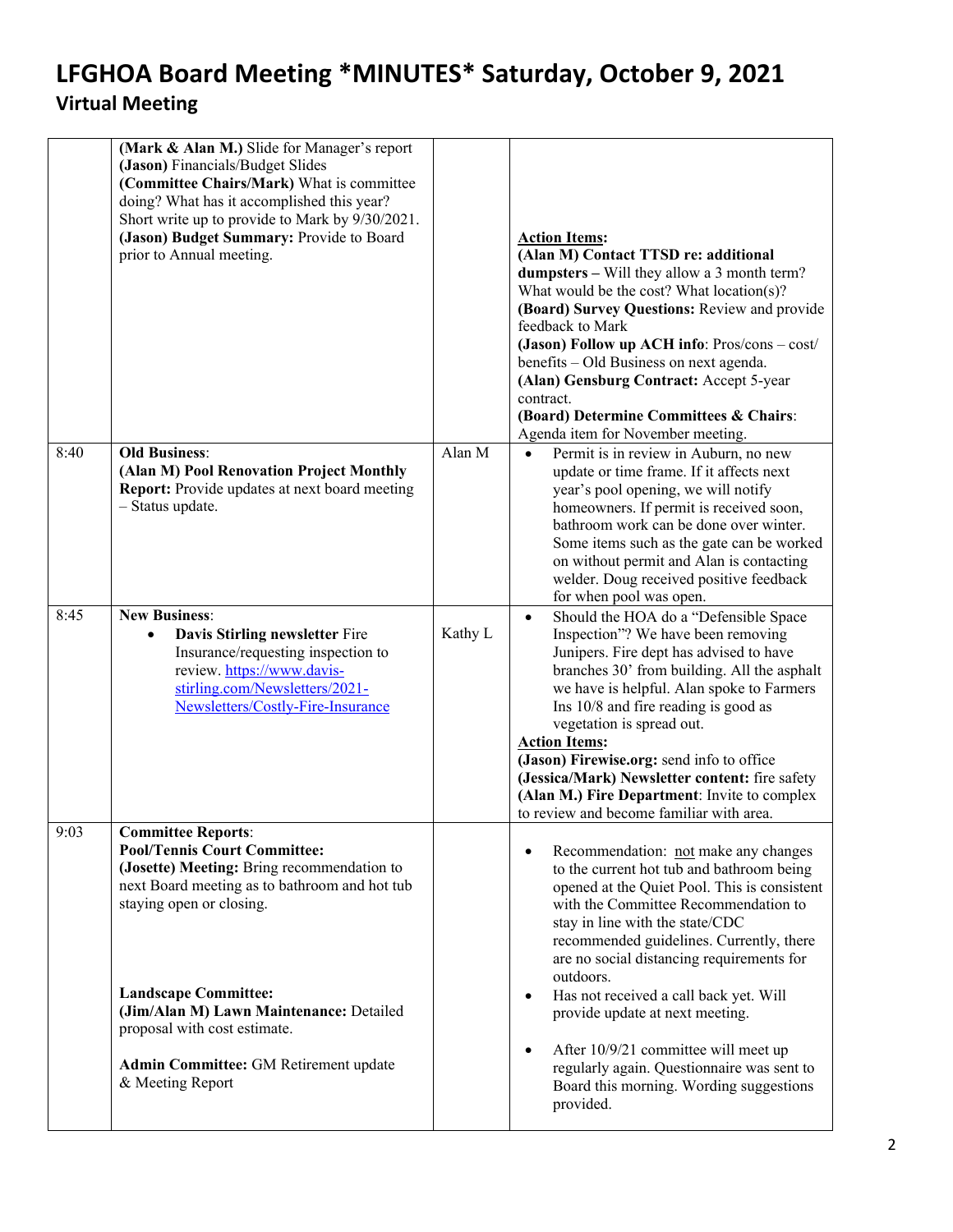# LFGHOA Board Meeting *MINUTES* Saturday, October 9, 2021

## Virtual Meeting

| | | | |
|---|---|---|---|
| | **(Mark & Alan M.)** Slide for Manager's report<br>**(Jason)** Financials/Budget Slides<br>**(Committee Chairs/Mark)** What is committee doing? What has it accomplished this year? Short write up to provide to Mark by 9/30/2021.<br>**(Jason) Budget Summary:** Provide to Board prior to Annual meeting. | | **Action Items:**<br>**(Alan M) Contact TTSD re: additional dumpsters –** Will they allow a 3 month term? What would be the cost? What location(s)?<br>**(Board) Survey Questions:** Review and provide feedback to Mark<br>**(Jason) Follow up ACH info**: Pros/cons – cost/ benefits – Old Business on next agenda.<br>**(Alan) Gensburg Contract:** Accept 5-year contract.<br>**(Board) Determine Committees & Chairs**: Agenda item for November meeting. |
| 8:40 | **Old Business**:<br>**(Alan M) Pool Renovation Project Monthly Report:** Provide updates at next board meeting – Status update. | Alan M | • Permit is in review in Auburn, no new update or time frame. If it affects next year's pool opening, we will notify homeowners. If permit is received soon, bathroom work can be done over winter. Some items such as the gate can be worked on without permit and Alan is contacting welder. Doug received positive feedback for when pool was open. |
| 8:45 | **New Business**:<br>• **Davis Stirling newsletter** Fire Insurance/requesting inspection to review. https://www.davis-stirling.com/Newsletters/2021-Newsletters/Costly-Fire-Insurance | Kathy L | • Should the HOA do a "Defensible Space Inspection"? We have been removing Junipers. Fire dept has advised to have branches 30' from building. All the asphalt we have is helpful. Alan spoke to Farmers Ins 10/8 and fire reading is good as vegetation is spread out.<br>**Action Items:**<br>**(Jason) Firewise.org:** send info to office<br>**(Jessica/Mark) Newsletter content:** fire safety<br>**(Alan M.) Fire Department**: Invite to complex to review and become familiar with area. |
| 9:03 | **Committee Reports**:<br>**Pool/Tennis Court Committee:**<br>**(Josette) Meeting:** Bring recommendation to next Board meeting as to bathroom and hot tub staying open or closing.<br><br>**Landscape Committee:**<br>**(Jim/Alan M) Lawn Maintenance:** Detailed proposal with cost estimate.<br><br>**Admin Committee:** GM Retirement update & Meeting Report | | • Recommendation: <u>not</u> make any changes to the current hot tub and bathroom being opened at the Quiet Pool. This is consistent with the Committee Recommendation to stay in line with the state/CDC recommended guidelines. Currently, there are no social distancing requirements for outdoors.<br>• Has not received a call back yet. Will provide update at next meeting.<br>• After 10/9/21 committee will meet up regularly again. Questionnaire was sent to Board this morning. Wording suggestions provided. |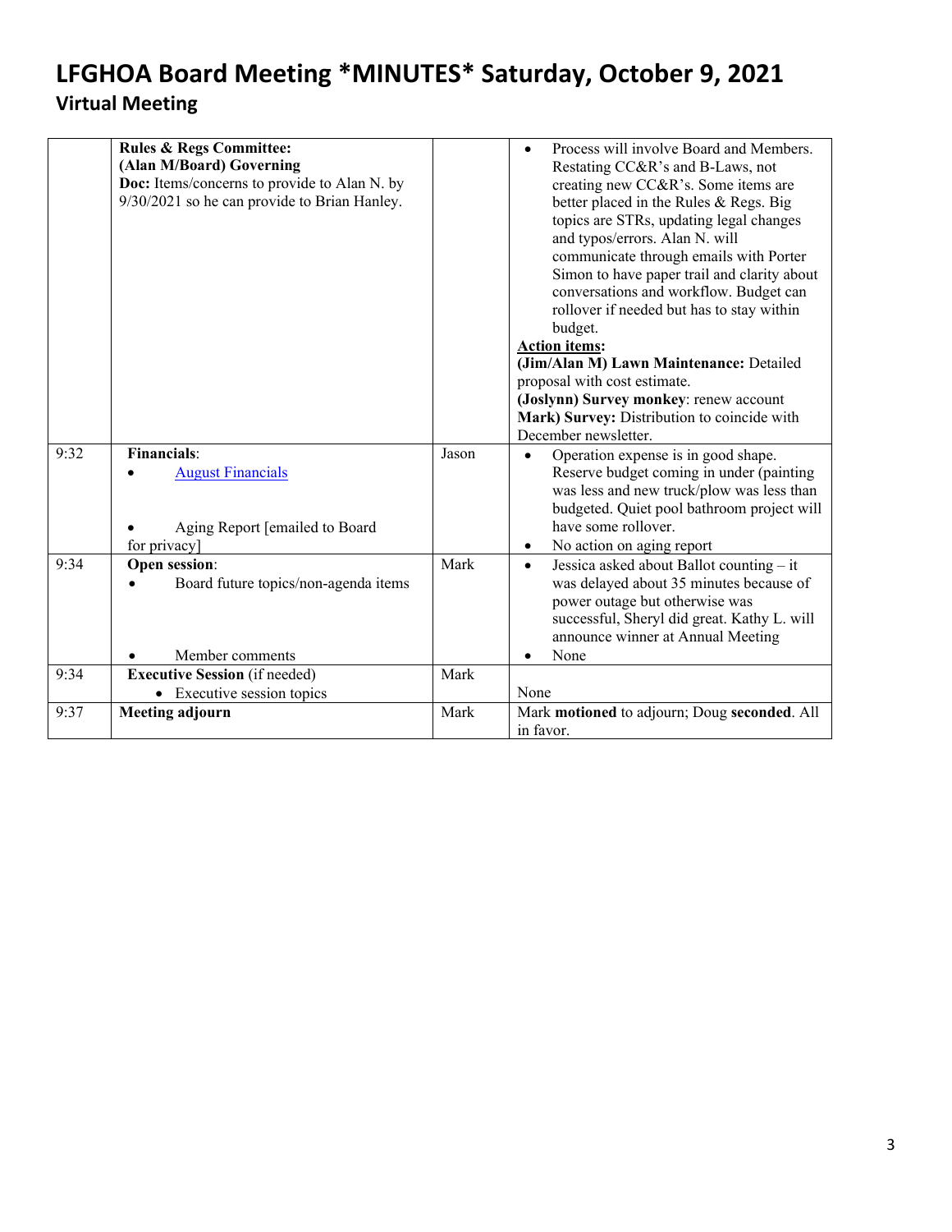# LFGHOA Board Meeting *MINUTES* Saturday, October 9, 2021

## Virtual Meeting

| | | | |
|---|---|---|---|
| | **Rules & Regs Committee:** **(Alan M/Board) Governing** **Doc:** Items/concerns to provide to Alan N. by 9/30/2021 so he can provide to Brian Hanley. | | • Process will involve Board and Members. Restating CC&R's and B-Laws, not creating new CC&R's. Some items are better placed in the Rules & Regs. Big topics are STRs, updating legal changes and typos/errors. Alan N. will communicate through emails with Porter Simon to have paper trail and clarity about conversations and workflow. Budget can rollover if needed but has to stay within budget. <br>**Action items:** <br>**(Jim/Alan M) Lawn Maintenance:** Detailed proposal with cost estimate. <br>**(Joslynn) Survey monkey**: renew account <br>**Mark) Survey:** Distribution to coincide with December newsletter. |
| 9:32 | **Financials**: <br>• August Financials <br><br>• Aging Report [emailed to Board for privacy] | Jason | • Operation expense is in good shape. Reserve budget coming in under (painting was less and new truck/plow was less than budgeted. Quiet pool bathroom project will have some rollover. <br>• No action on aging report |
| 9:34 | **Open session**: <br>• Board future topics/non-agenda items <br><br>• Member comments | Mark | • Jessica asked about Ballot counting – it was delayed about 35 minutes because of power outage but otherwise was successful, Sheryl did great. Kathy L. will announce winner at Annual Meeting <br>• None |
| 9:34 | **Executive Session** (if needed) <br>• Executive session topics | Mark | None |
| 9:37 | **Meeting adjourn** | Mark | Mark **motioned** to adjourn; Doug **seconded**. All in favor. |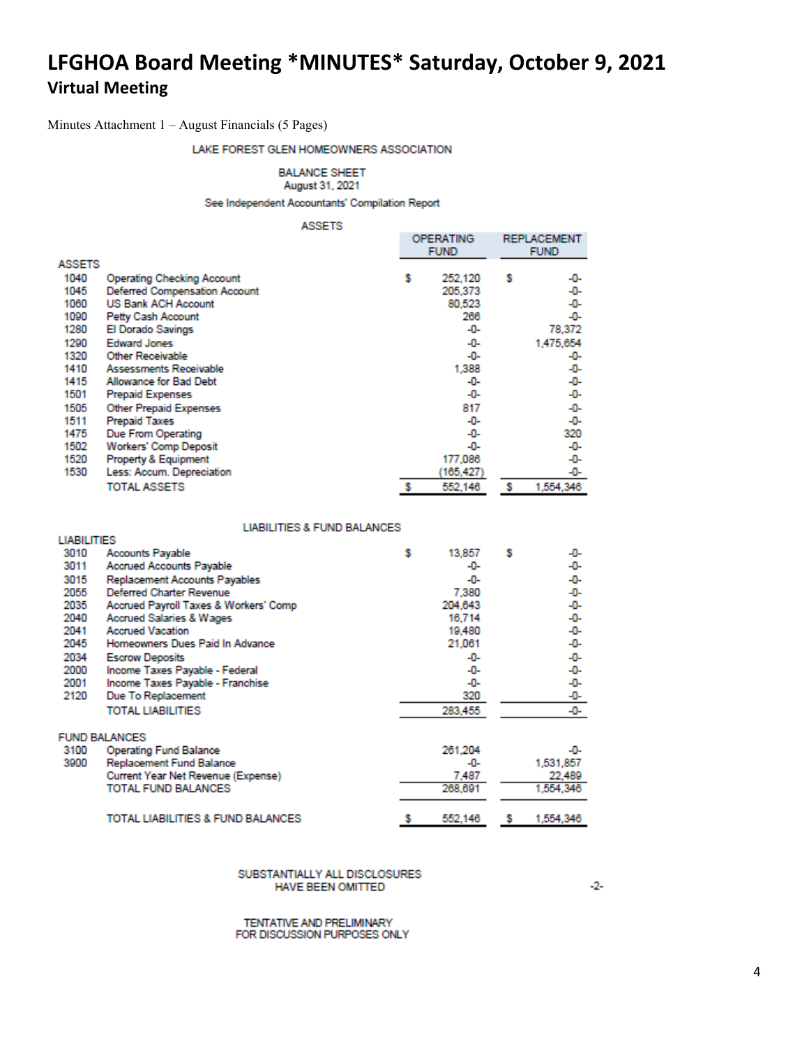# LFGHOA Board Meeting *MINUTES* Saturday, October 9, 2021

## Virtual Meeting

Minutes Attachment 1 – August Financials (5 Pages)

LAKE FOREST GLEN HOMEOWNERS ASSOCIATION

BALANCE SHEET
August 31, 2021

See Independent Accountants' Compilation Report

ASSETS

| | | OPERATING FUND | REPLACEMENT FUND |
|---|---|---|---|
| **ASSETS** | | | |
| 1040 | Operating Checking Account | $ 252,120 | $ -0- |
| 1045 | Deferred Compensation Account | 205,373 | -0- |
| 1060 | US Bank ACH Account | 80,523 | -0- |
| 1090 | Petty Cash Account | 266 | -0- |
| 1280 | El Dorado Savings | -0- | 78,372 |
| 1290 | Edward Jones | -0- | 1,475,654 |
| 1320 | Other Receivable | -0- | -0- |
| 1410 | Assessments Receivable | 1,388 | -0- |
| 1415 | Allowance for Bad Debt | -0- | -0- |
| 1501 | Prepaid Expenses | -0- | -0- |
| 1505 | Other Prepaid Expenses | 817 | -0- |
| 1511 | Prepaid Taxes | -0- | -0- |
| 1475 | Due From Operating | -0- | 320 |
| 1502 | Workers' Comp Deposit | -0- | -0- |
| 1520 | Property & Equipment | 177,086 | -0- |
| 1530 | Less: Accum. Depreciation | (165,427) | -0- |
| | TOTAL ASSETS | $ 552,146 | $ 1,554,346 |

LIABILITIES & FUND BALANCES

| | | OPERATING FUND | REPLACEMENT FUND |
|---|---|---|---|
| **LIABILITIES** | | | |
| 3010 | Accounts Payable | $ 13,857 | $ -0- |
| 3011 | Accrued Accounts Payable | -0- | -0- |
| 3015 | Replacement Accounts Payables | -0- | -0- |
| 2055 | Deferred Charter Revenue | 7,380 | -0- |
| 2035 | Accrued Payroll Taxes & Workers' Comp | 204,643 | -0- |
| 2040 | Accrued Salaries & Wages | 16,714 | -0- |
| 2041 | Accrued Vacation | 19,480 | -0- |
| 2045 | Homeowners Dues Paid In Advance | 21,061 | -0- |
| 2034 | Escrow Deposits | -0- | -0- |
| 2000 | Income Taxes Payable - Federal | -0- | -0- |
| 2001 | Income Taxes Payable - Franchise | -0- | -0- |
| 2120 | Due To Replacement | 320 | -0- |
| | TOTAL LIABILITIES | 283,455 | -0- |
| **FUND BALANCES** | | | |
| 3100 | Operating Fund Balance | 261,204 | -0- |
| 3900 | Replacement Fund Balance | -0- | 1,531,857 |
| | Current Year Net Revenue (Expense) | 7,487 | 22,489 |
| | TOTAL FUND BALANCES | 268,691 | 1,554,346 |
| | TOTAL LIABILITIES & FUND BALANCES | $ 552,146 | $ 1,554,346 |

SUBSTANTIALLY ALL DISCLOSURES HAVE BEEN OMITTED

-2-

TENTATIVE AND PRELIMINARY FOR DISCUSSION PURPOSES ONLY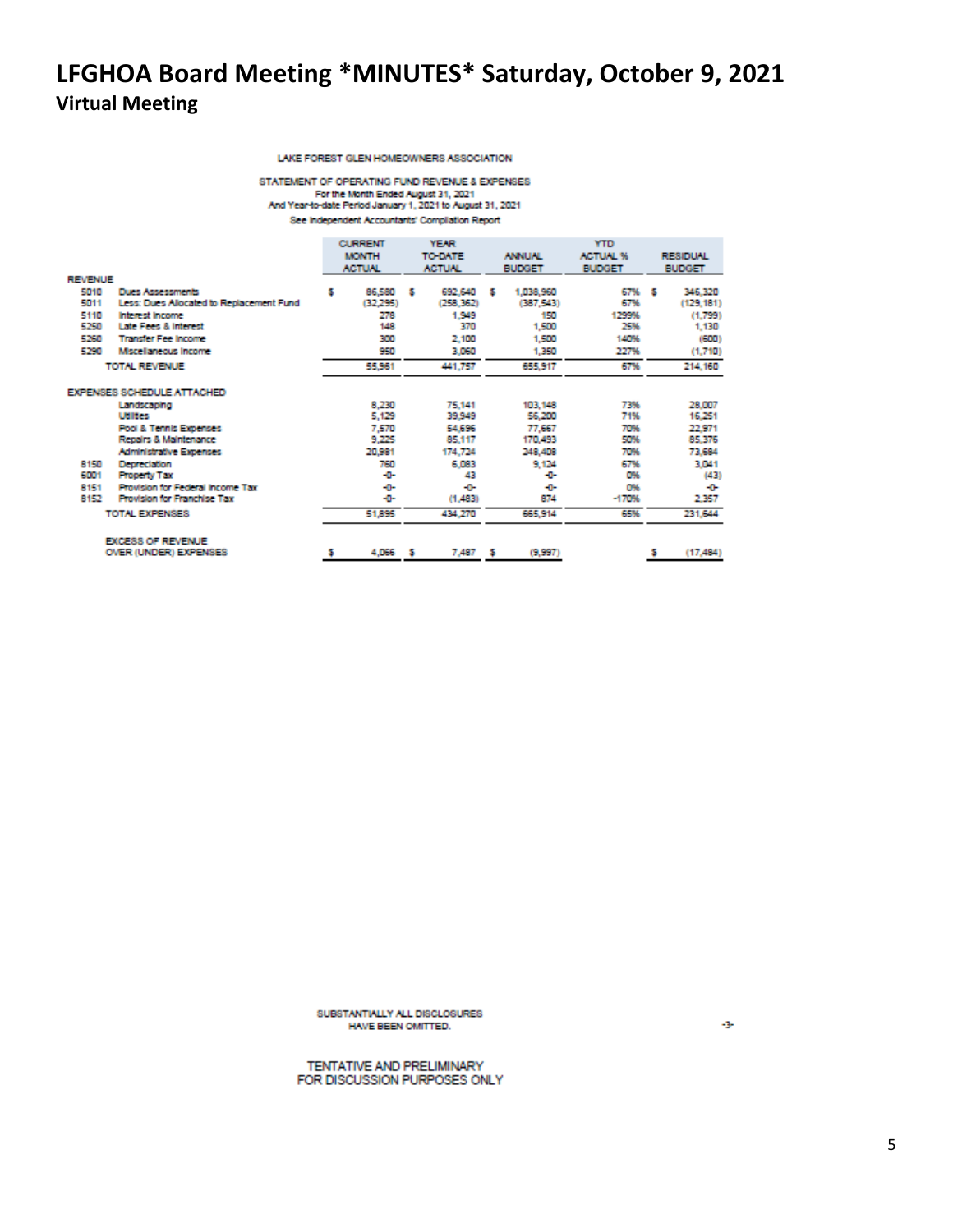# LFGHOA Board Meeting *MINUTES* Saturday, October 9, 2021

## Virtual Meeting

LAKE FOREST GLEN HOMEOWNERS ASSOCIATION

STATEMENT OF OPERATING FUND REVENUE & EXPENSES
For the Month Ended August 31, 2021
And Year-to-date Period January 1, 2021 to August 31, 2021
See Independent Accountants' Compilation Report

| | | CURRENT MONTH ACTUAL | YEAR TO-DATE ACTUAL | ANNUAL BUDGET | YTD ACTUAL % BUDGET | RESIDUAL BUDGET |
|---|---|---|---|---|---|---|
| **REVENUE** | | | | | | |
| 5010 | Dues Assessments | $ 86,580 | $ 692,640 | $ 1,038,960 | 67% | $ 346,320 |
| 5011 | Less: Dues Allocated to Replacement Fund | (32,295) | (258,362) | (387,543) | 67% | (129,181) |
| 5110 | Interest Income | 278 | 1,949 | 150 | 1299% | (1,799) |
| 5250 | Late Fees & Interest | 148 | 370 | 1,500 | 25% | 1,130 |
| 5260 | Transfer Fee Income | 300 | 2,100 | 1,500 | 140% | (600) |
| 5290 | Miscellaneous Income | 950 | 3,060 | 1,350 | 227% | (1,710) |
| | TOTAL REVENUE | 55,961 | 441,757 | 655,917 | 67% | 214,160 |
| **EXPENSES SCHEDULE ATTACHED** | | | | | | |
| | Landscaping | 8,230 | 75,141 | 103,148 | 73% | 28,007 |
| | Utilities | 5,129 | 39,949 | 56,200 | 71% | 16,251 |
| | Pool & Tennis Expenses | 7,570 | 54,696 | 77,667 | 70% | 22,971 |
| | Repairs & Maintenance | 9,225 | 85,117 | 170,493 | 50% | 85,376 |
| | Administrative Expenses | 20,981 | 174,724 | 248,408 | 70% | 73,684 |
| 8150 | Depreciation | 760 | 6,083 | 9,124 | 67% | 3,041 |
| 6001 | Property Tax | -0- | 43 | -0- | 0% | (43) |
| 8151 | Provision for Federal Income Tax | -0- | -0- | -0- | 0% | -0- |
| 8152 | Provision for Franchise Tax | -0- | (1,483) | 874 | -170% | 2,357 |
| | TOTAL EXPENSES | 51,895 | 434,270 | 665,914 | 65% | 231,644 |
| | EXCESS OF REVENUE OVER (UNDER) EXPENSES | $ 4,066 | $ 7,487 | $ (9,997) | | $ (17,484) |

SUBSTANTIALLY ALL DISCLOSURES HAVE BEEN OMITTED.

-3-

TENTATIVE AND PRELIMINARY
FOR DISCUSSION PURPOSES ONLY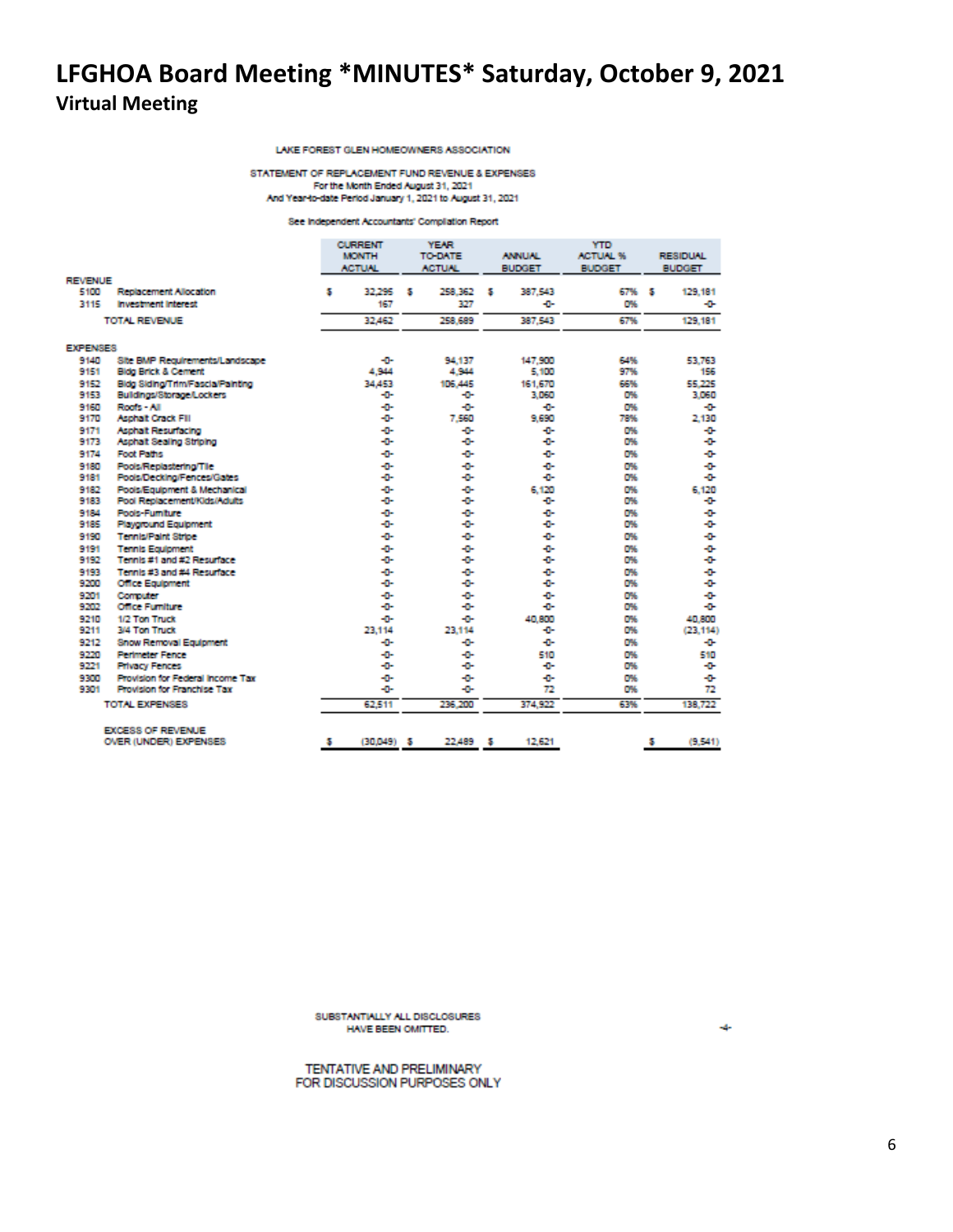# LFGHOA Board Meeting *MINUTES* Saturday, October 9, 2021

## Virtual Meeting

LAKE FOREST GLEN HOMEOWNERS ASSOCIATION

STATEMENT OF REPLACEMENT FUND REVENUE & EXPENSES
For the Month Ended August 31, 2021
And Year-to-date Period January 1, 2021 to August 31, 2021

See Independent Accountants' Compilation Report

| | | CURRENT MONTH ACTUAL | YEAR TO-DATE ACTUAL | ANNUAL BUDGET | YTD ACTUAL % BUDGET | RESIDUAL BUDGET |
|---|---|---|---|---|---|---|
| **REVENUE** | | | | | | |
| 5100 | Replacement Allocation | $ 32,295 | $ 258,362 | $ 387,543 | 67% | $ 129,181 |
| 3115 | Investment Interest | 167 | 327 | -0- | 0% | -0- |
| | TOTAL REVENUE | 32,462 | 258,689 | 387,543 | 67% | 129,181 |
| **EXPENSES** | | | | | | |
| 9140 | Site BMP Requirements/Landscape | -0- | 94,137 | 147,900 | 64% | 53,763 |
| 9151 | Bldg Brick & Cement | 4,944 | 4,944 | 5,100 | 97% | 156 |
| 9152 | Bldg Siding/Trim/Fascia/Painting | 34,453 | 106,445 | 161,670 | 66% | 55,225 |
| 9153 | Buildings/Storage/Lockers | -0- | -0- | 3,060 | 0% | 3,060 |
| 9160 | Roofs - All | -0- | -0- | -0- | 0% | -0- |
| 9170 | Asphalt Crack Fill | -0- | 7,560 | 9,690 | 78% | 2,130 |
| 9171 | Asphalt Resurfacing | -0- | -0- | -0- | 0% | -0- |
| 9173 | Asphalt Sealing Striping | -0- | -0- | -0- | 0% | -0- |
| 9174 | Foot Paths | -0- | -0- | -0- | 0% | -0- |
| 9180 | Pools/Replastering/Tile | -0- | -0- | -0- | 0% | -0- |
| 9181 | Pools/Decking/Fences/Gates | -0- | -0- | -0- | 0% | -0- |
| 9182 | Pools/Equipment & Mechanical | -0- | -0- | 6,120 | 0% | 6,120 |
| 9183 | Pool Replacement/Kids/Adults | -0- | -0- | -0- | 0% | -0- |
| 9184 | Pools-Furniture | -0- | -0- | -0- | 0% | -0- |
| 9185 | Playground Equipment | -0- | -0- | -0- | 0% | -0- |
| 9190 | Tennis/Paint Stripe | -0- | -0- | -0- | 0% | -0- |
| 9191 | Tennis Equipment | -0- | -0- | -0- | 0% | -0- |
| 9192 | Tennis #1 and #2 Resurface | -0- | -0- | -0- | 0% | -0- |
| 9193 | Tennis #3 and #4 Resurface | -0- | -0- | -0- | 0% | -0- |
| 9200 | Office Equipment | -0- | -0- | -0- | 0% | -0- |
| 9201 | Computer | -0- | -0- | -0- | 0% | -0- |
| 9202 | Office Furniture | -0- | -0- | -0- | 0% | -0- |
| 9210 | 1/2 Ton Truck | -0- | -0- | 40,800 | 0% | 40,800 |
| 9211 | 3/4 Ton Truck | 23,114 | 23,114 | -0- | 0% | (23,114) |
| 9212 | Snow Removal Equipment | -0- | -0- | -0- | 0% | -0- |
| 9220 | Perimeter Fence | -0- | -0- | 510 | 0% | 510 |
| 9221 | Privacy Fences | -0- | -0- | -0- | 0% | -0- |
| 9300 | Provision for Federal Income Tax | -0- | -0- | -0- | 0% | -0- |
| 9301 | Provision for Franchise Tax | -0- | -0- | 72 | 0% | 72 |
| | TOTAL EXPENSES | 62,511 | 236,200 | 374,922 | 63% | 138,722 |
| | EXCESS OF REVENUE OVER (UNDER) EXPENSES | $ (30,049) | $ 22,489 | $ 12,621 | | $ (9,541) |

SUBSTANTIALLY ALL DISCLOSURES HAVE BEEN OMITTED.

-4-

TENTATIVE AND PRELIMINARY
FOR DISCUSSION PURPOSES ONLY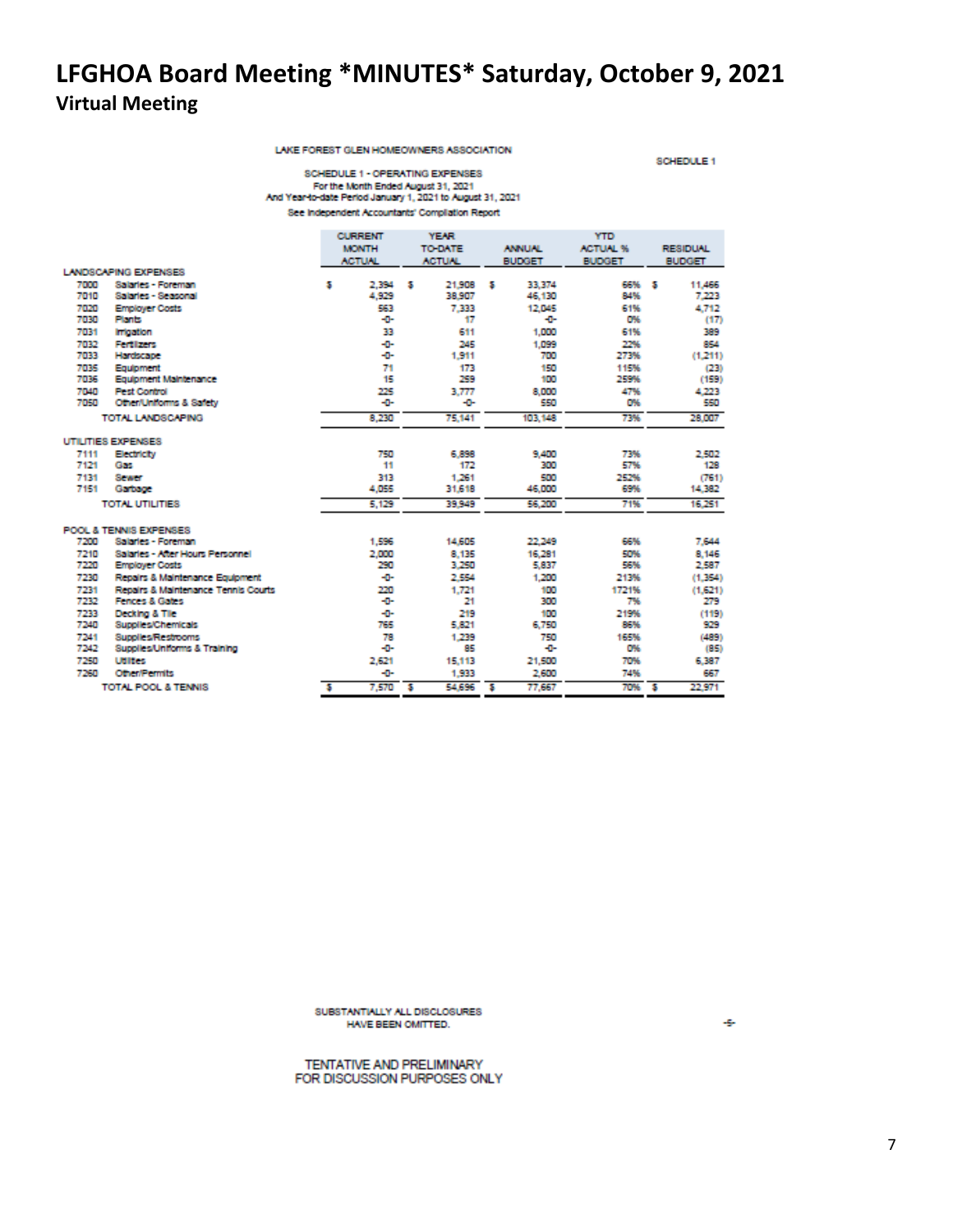# LFGHOA Board Meeting *MINUTES* Saturday, October 9, 2021
## Virtual Meeting

LAKE FOREST GLEN HOMEOWNERS ASSOCIATION

SCHEDULE 1

SCHEDULE 1 - OPERATING EXPENSES
For the Month Ended August 31, 2021
And Year-to-date Period January 1, 2021 to August 31, 2021
See Independent Accountants' Compilation Report

| | | CURRENT MONTH ACTUAL | YEAR TO-DATE ACTUAL | ANNUAL BUDGET | YTD ACTUAL % BUDGET | RESIDUAL BUDGET |
|---|---|---|---|---|---|---|
| **LANDSCAPING EXPENSES** | | | | | | |
| 7000 | Salaries - Foreman | $ 2,394 | $ 21,908 | $ 33,374 | 66% | $ 11,466 |
| 7010 | Salaries - Seasonal | 4,929 | 38,907 | 46,130 | 84% | 7,223 |
| 7020 | Employer Costs | 563 | 7,333 | 12,045 | 61% | 4,712 |
| 7030 | Plants | -0- | 17 | -0- | 0% | (17) |
| 7031 | Irrigation | 33 | 611 | 1,000 | 61% | 389 |
| 7032 | Fertilizers | -0- | 245 | 1,099 | 22% | 854 |
| 7033 | Hardscape | -0- | 1,911 | 700 | 273% | (1,211) |
| 7035 | Equipment | 71 | 173 | 150 | 115% | (23) |
| 7036 | Equipment Maintenance | 15 | 259 | 100 | 259% | (159) |
| 7040 | Pest Control | 225 | 3,777 | 8,000 | 47% | 4,223 |
| 7050 | Other/Uniforms & Safety | -0- | -0- | 550 | 0% | 550 |
| | TOTAL LANDSCAPING | 8,230 | 75,141 | 103,148 | 73% | 28,007 |
| **UTILITIES EXPENSES** | | | | | | |
| 7111 | Electricity | 750 | 6,898 | 9,400 | 73% | 2,502 |
| 7121 | Gas | 11 | 172 | 300 | 57% | 128 |
| 7131 | Sewer | 313 | 1,261 | 500 | 252% | (761) |
| 7151 | Garbage | 4,055 | 31,618 | 46,000 | 69% | 14,382 |
| | TOTAL UTILITIES | 5,129 | 39,949 | 56,200 | 71% | 16,251 |
| **POOL & TENNIS EXPENSES** | | | | | | |
| 7200 | Salaries - Foreman | 1,596 | 14,605 | 22,249 | 66% | 7,644 |
| 7210 | Salaries - After Hours Personnel | 2,000 | 8,135 | 16,281 | 50% | 8,146 |
| 7220 | Employer Costs | 290 | 3,250 | 5,837 | 56% | 2,587 |
| 7230 | Repairs & Maintenance Equipment | -0- | 2,554 | 1,200 | 213% | (1,354) |
| 7231 | Repairs & Maintenance Tennis Courts | 220 | 1,721 | 100 | 1721% | (1,621) |
| 7232 | Fences & Gates | -0- | 21 | 300 | 7% | 279 |
| 7233 | Decking & Tile | -0- | 219 | 100 | 219% | (119) |
| 7240 | Supplies/Chemicals | 765 | 5,821 | 6,750 | 86% | 929 |
| 7241 | Supplies/Restrooms | 78 | 1,239 | 750 | 165% | (489) |
| 7242 | Supplies/Uniforms & Training | -0- | 85 | -0- | 0% | (85) |
| 7250 | Utilities | 2,621 | 15,113 | 21,500 | 70% | 6,387 |
| 7260 | Other/Permits | -0- | 1,933 | 2,600 | 74% | 667 |
| | TOTAL POOL & TENNIS | $ 7,570 | $ 54,696 | $ 77,667 | 70% | $ 22,971 |

SUBSTANTIALLY ALL DISCLOSURES HAVE BEEN OMITTED.

TENTATIVE AND PRELIMINARY
FOR DISCUSSION PURPOSES ONLY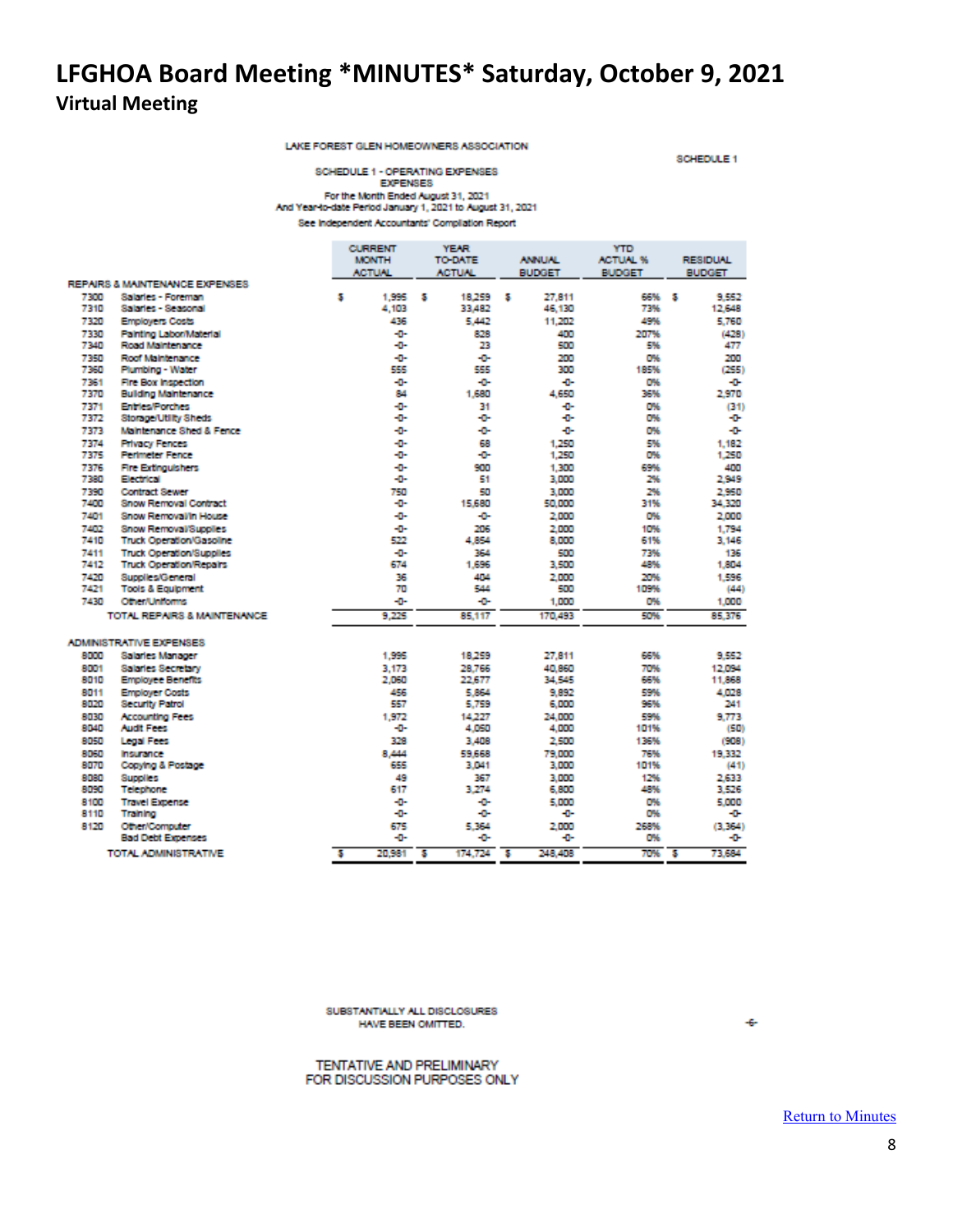# LFGHOA Board Meeting *MINUTES* Saturday, October 9, 2021

## Virtual Meeting

LAKE FOREST GLEN HOMEOWNERS ASSOCIATION

SCHEDULE 1

SCHEDULE 1 - OPERATING EXPENSES
EXPENSES
For the Month Ended August 31, 2021
And Year-to-date Period January 1, 2021 to August 31, 2021
See Independent Accountants' Compilation Report

| | | CURRENT MONTH ACTUAL | YEAR TO-DATE ACTUAL | ANNUAL BUDGET | YTD ACTUAL % BUDGET | RESIDUAL BUDGET |
|---|---|---|---|---|---|---|
| **REPAIRS & MAINTENANCE EXPENSES** | | | | | | |
| 7300 | Salaries - Foreman | $ 1,995 | $ 18,259 | $ 27,811 | 66% | $ 9,552 |
| 7310 | Salaries - Seasonal | 4,103 | 33,482 | 46,130 | 73% | 12,648 |
| 7320 | Employers Costs | 436 | 5,442 | 11,202 | 49% | 5,760 |
| 7330 | Painting Labor/Material | -0- | 828 | 400 | 207% | (428) |
| 7340 | Road Maintenance | -0- | 23 | 500 | 5% | 477 |
| 7350 | Roof Maintenance | -0- | -0- | 200 | 0% | 200 |
| 7360 | Plumbing - Water | 555 | 555 | 300 | 185% | (255) |
| 7361 | Fire Box Inspection | -0- | -0- | -0- | 0% | -0- |
| 7370 | Building Maintenance | 84 | 1,680 | 4,650 | 36% | 2,970 |
| 7371 | Entries/Porches | -0- | 31 | -0- | 0% | (31) |
| 7372 | Storage/Utility Sheds | -0- | -0- | -0- | 0% | -0- |
| 7373 | Maintenance Shed & Fence | -0- | -0- | -0- | 0% | -0- |
| 7374 | Privacy Fences | -0- | 68 | 1,250 | 5% | 1,182 |
| 7375 | Perimeter Fence | -0- | -0- | 1,250 | 0% | 1,250 |
| 7376 | Fire Extinguishers | -0- | 900 | 1,300 | 69% | 400 |
| 7380 | Electrical | -0- | 51 | 3,000 | 2% | 2,949 |
| 7390 | Contract Sewer | 750 | 50 | 3,000 | 2% | 2,950 |
| 7400 | Snow Removal Contract | -0- | 15,680 | 50,000 | 31% | 34,320 |
| 7401 | Snow Removal/In House | -0- | -0- | 2,000 | 0% | 2,000 |
| 7402 | Snow Removal/Supplies | -0- | 206 | 2,000 | 10% | 1,794 |
| 7410 | Truck Operation/Gasoline | 522 | 4,854 | 8,000 | 61% | 3,146 |
| 7411 | Truck Operation/Supplies | -0- | 364 | 500 | 73% | 136 |
| 7412 | Truck Operation/Repairs | 674 | 1,696 | 3,500 | 48% | 1,804 |
| 7420 | Supplies/General | 36 | 404 | 2,000 | 20% | 1,596 |
| 7421 | Tools & Equipment | 70 | 544 | 500 | 109% | (44) |
| 7430 | Other/Uniforms | -0- | -0- | 1,000 | 0% | 1,000 |
| | TOTAL REPAIRS & MAINTENANCE | 9,225 | 85,117 | 170,493 | 50% | 85,376 |
| **ADMINISTRATIVE EXPENSES** | | | | | | |
| 8000 | Salaries Manager | 1,995 | 18,259 | 27,811 | 66% | 9,552 |
| 8001 | Salaries Secretary | 3,173 | 28,766 | 40,860 | 70% | 12,094 |
| 8010 | Employee Benefits | 2,060 | 22,677 | 34,545 | 66% | 11,868 |
| 8011 | Employer Costs | 456 | 5,864 | 9,892 | 59% | 4,028 |
| 8020 | Security Patrol | 557 | 5,759 | 6,000 | 96% | 241 |
| 8030 | Accounting Fees | 1,972 | 14,227 | 24,000 | 59% | 9,773 |
| 8040 | Audit Fees | -0- | 4,050 | 4,000 | 101% | (50) |
| 8050 | Legal Fees | 328 | 3,408 | 2,500 | 136% | (908) |
| 8060 | Insurance | 8,444 | 59,668 | 79,000 | 76% | 19,332 |
| 8070 | Copying & Postage | 655 | 3,041 | 3,000 | 101% | (41) |
| 8080 | Supplies | 49 | 367 | 3,000 | 12% | 2,633 |
| 8090 | Telephone | 617 | 3,274 | 6,800 | 48% | 3,526 |
| 8100 | Travel Expense | -0- | -0- | 5,000 | 0% | 5,000 |
| 8110 | Training | -0- | -0- | -0- | 0% | -0- |
| 8120 | Other/Computer | 675 | 5,364 | 2,000 | 268% | (3,364) |
| | Bad Debt Expenses | -0- | -0- | -0- | 0% | -0- |
| | TOTAL ADMINISTRATIVE | $ 20,981 | $ 174,724 | $ 248,408 | 70% | $ 73,684 |

SUBSTANTIALLY ALL DISCLOSURES
HAVE BEEN OMITTED.

TENTATIVE AND PRELIMINARY
FOR DISCUSSION PURPOSES ONLY

Return to Minutes